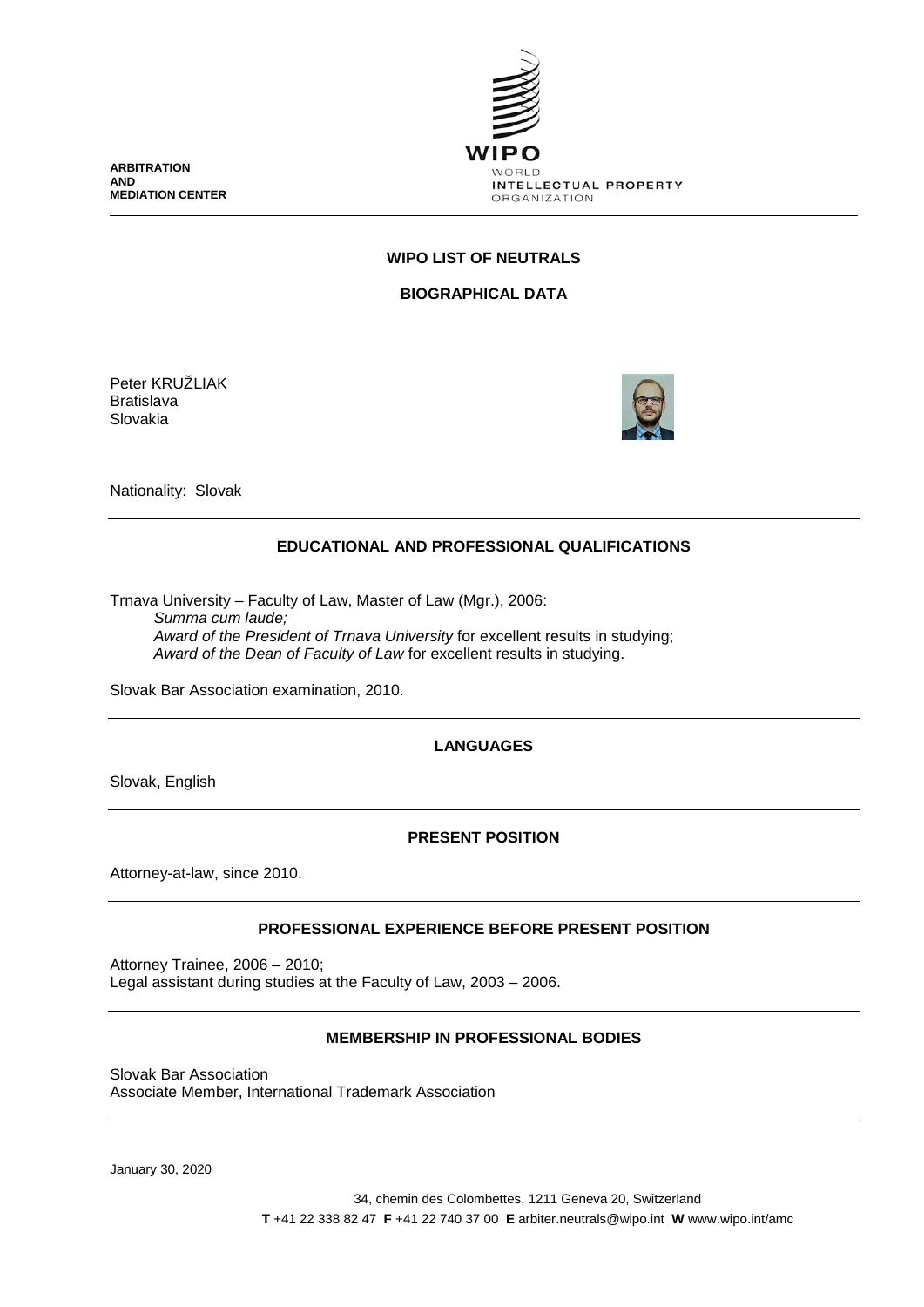**ARBITRATION AND MEDIATION CENTER**

WIPO
WORLD INTELLECTUAL PROPERTY ORGANIZATION

## WIPO LIST OF NEUTRALS

## BIOGRAPHICAL DATA

Peter KRUŽLIAK
Bratislava
Slovakia

Nationality: Slovak

### EDUCATIONAL AND PROFESSIONAL QUALIFICATIONS

Trnava University – Faculty of Law, Master of Law (Mgr.), 2006:
*Summa cum laude;*
*Award of the President of Trnava University* for excellent results in studying;
*Award of the Dean of Faculty of Law* for excellent results in studying.

Slovak Bar Association examination, 2010.

### LANGUAGES

Slovak, English

### PRESENT POSITION

Attorney-at-law, since 2010.

### PROFESSIONAL EXPERIENCE BEFORE PRESENT POSITION

Attorney Trainee, 2006 – 2010;
Legal assistant during studies at the Faculty of Law, 2003 – 2006.

### MEMBERSHIP IN PROFESSIONAL BODIES

Slovak Bar Association
Associate Member, International Trademark Association

January 30, 2020

34, chemin des Colombettes, 1211 Geneva 20, Switzerland
**T** +41 22 338 82 47 **F** +41 22 740 37 00 **E** arbiter.neutrals@wipo.int **W** www.wipo.int/amc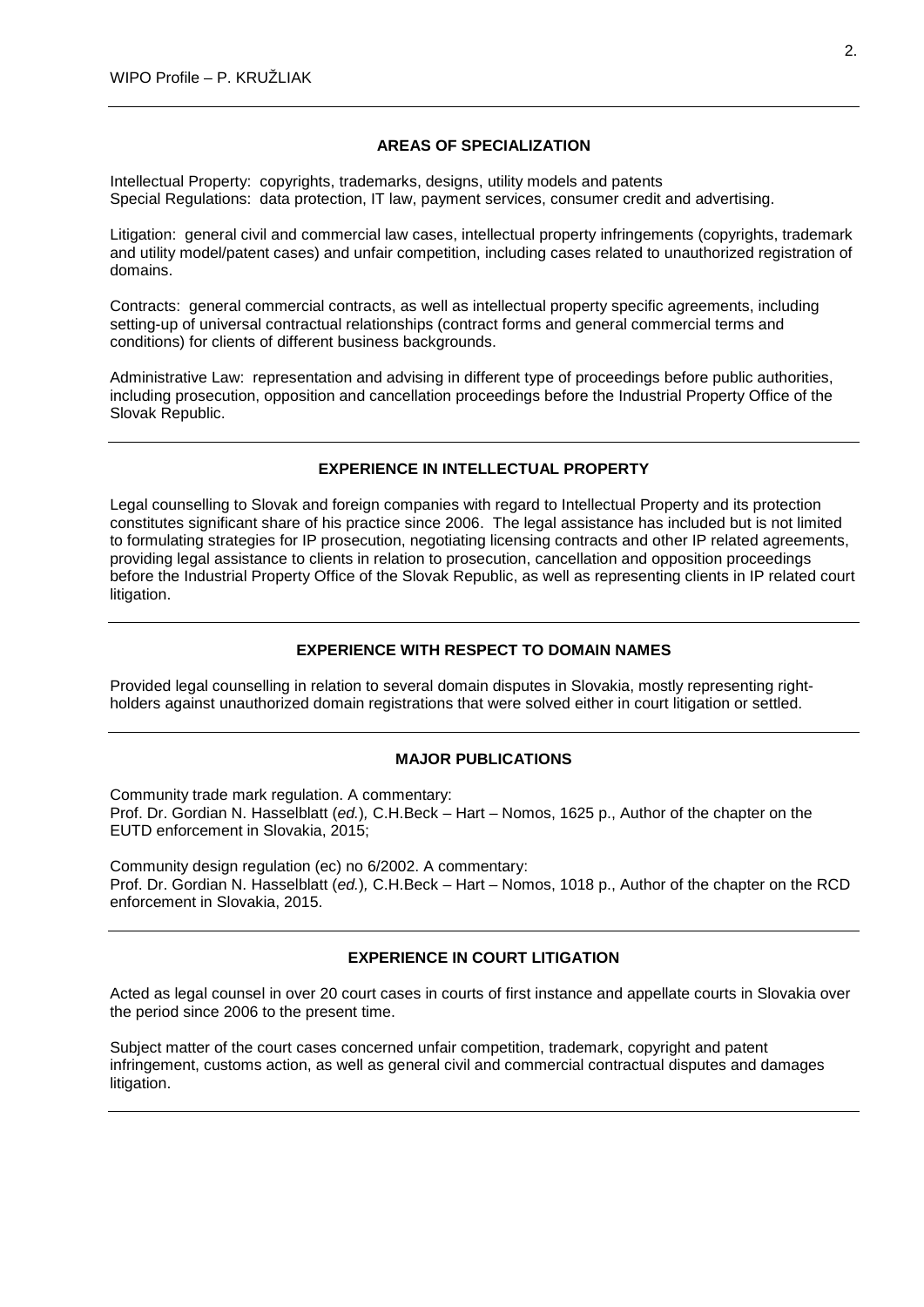## AREAS OF SPECIALIZATION

Intellectual Property: copyrights, trademarks, designs, utility models and patents
Special Regulations: data protection, IT law, payment services, consumer credit and advertising.

Litigation: general civil and commercial law cases, intellectual property infringements (copyrights, trademark and utility model/patent cases) and unfair competition, including cases related to unauthorized registration of domains.

Contracts: general commercial contracts, as well as intellectual property specific agreements, including setting-up of universal contractual relationships (contract forms and general commercial terms and conditions) for clients of different business backgrounds.

Administrative Law: representation and advising in different type of proceedings before public authorities, including prosecution, opposition and cancellation proceedings before the Industrial Property Office of the Slovak Republic.

## EXPERIENCE IN INTELLECTUAL PROPERTY

Legal counselling to Slovak and foreign companies with regard to Intellectual Property and its protection constitutes significant share of his practice since 2006. The legal assistance has included but is not limited to formulating strategies for IP prosecution, negotiating licensing contracts and other IP related agreements, providing legal assistance to clients in relation to prosecution, cancellation and opposition proceedings before the Industrial Property Office of the Slovak Republic, as well as representing clients in IP related court litigation.

## EXPERIENCE WITH RESPECT TO DOMAIN NAMES

Provided legal counselling in relation to several domain disputes in Slovakia, mostly representing right-holders against unauthorized domain registrations that were solved either in court litigation or settled.

## MAJOR PUBLICATIONS

Community trade mark regulation. A commentary:
Prof. Dr. Gordian N. Hasselblatt (*ed.*), C.H.Beck – Hart – Nomos, 1625 p., Author of the chapter on the EUTD enforcement in Slovakia, 2015;

Community design regulation (ec) no 6/2002. A commentary:
Prof. Dr. Gordian N. Hasselblatt (*ed.*), C.H.Beck – Hart – Nomos, 1018 p., Author of the chapter on the RCD enforcement in Slovakia, 2015.

## EXPERIENCE IN COURT LITIGATION

Acted as legal counsel in over 20 court cases in courts of first instance and appellate courts in Slovakia over the period since 2006 to the present time.

Subject matter of the court cases concerned unfair competition, trademark, copyright and patent infringement, customs action, as well as general civil and commercial contractual disputes and damages litigation.